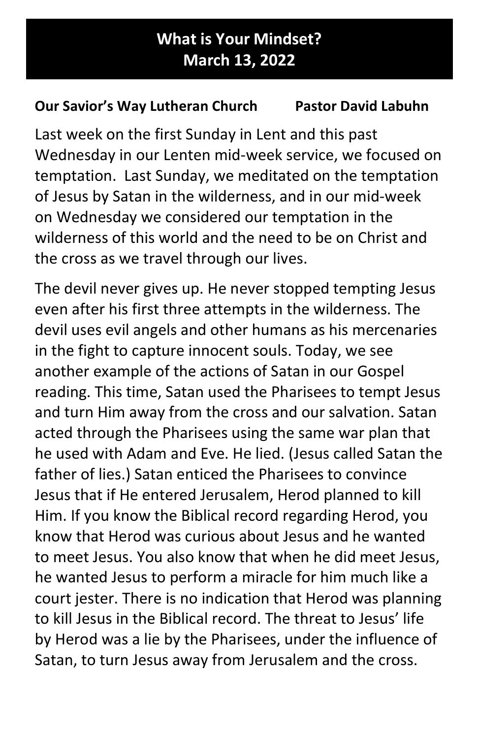# What is Your Mindset?
# March 13, 2022

**Our Savior's Way Lutheran Church Pastor David Labuhn**

Last week on the first Sunday in Lent and this past Wednesday in our Lenten mid-week service, we focused on temptation. Last Sunday, we meditated on the temptation of Jesus by Satan in the wilderness, and in our mid-week on Wednesday we considered our temptation in the wilderness of this world and the need to be on Christ and the cross as we travel through our lives.

The devil never gives up. He never stopped tempting Jesus even after his first three attempts in the wilderness. The devil uses evil angels and other humans as his mercenaries in the fight to capture innocent souls. Today, we see another example of the actions of Satan in our Gospel reading. This time, Satan used the Pharisees to tempt Jesus and turn Him away from the cross and our salvation. Satan acted through the Pharisees using the same war plan that he used with Adam and Eve. He lied. (Jesus called Satan the father of lies.) Satan enticed the Pharisees to convince Jesus that if He entered Jerusalem, Herod planned to kill Him. If you know the Biblical record regarding Herod, you know that Herod was curious about Jesus and he wanted to meet Jesus. You also know that when he did meet Jesus, he wanted Jesus to perform a miracle for him much like a court jester. There is no indication that Herod was planning to kill Jesus in the Biblical record. The threat to Jesus' life by Herod was a lie by the Pharisees, under the influence of Satan, to turn Jesus away from Jerusalem and the cross.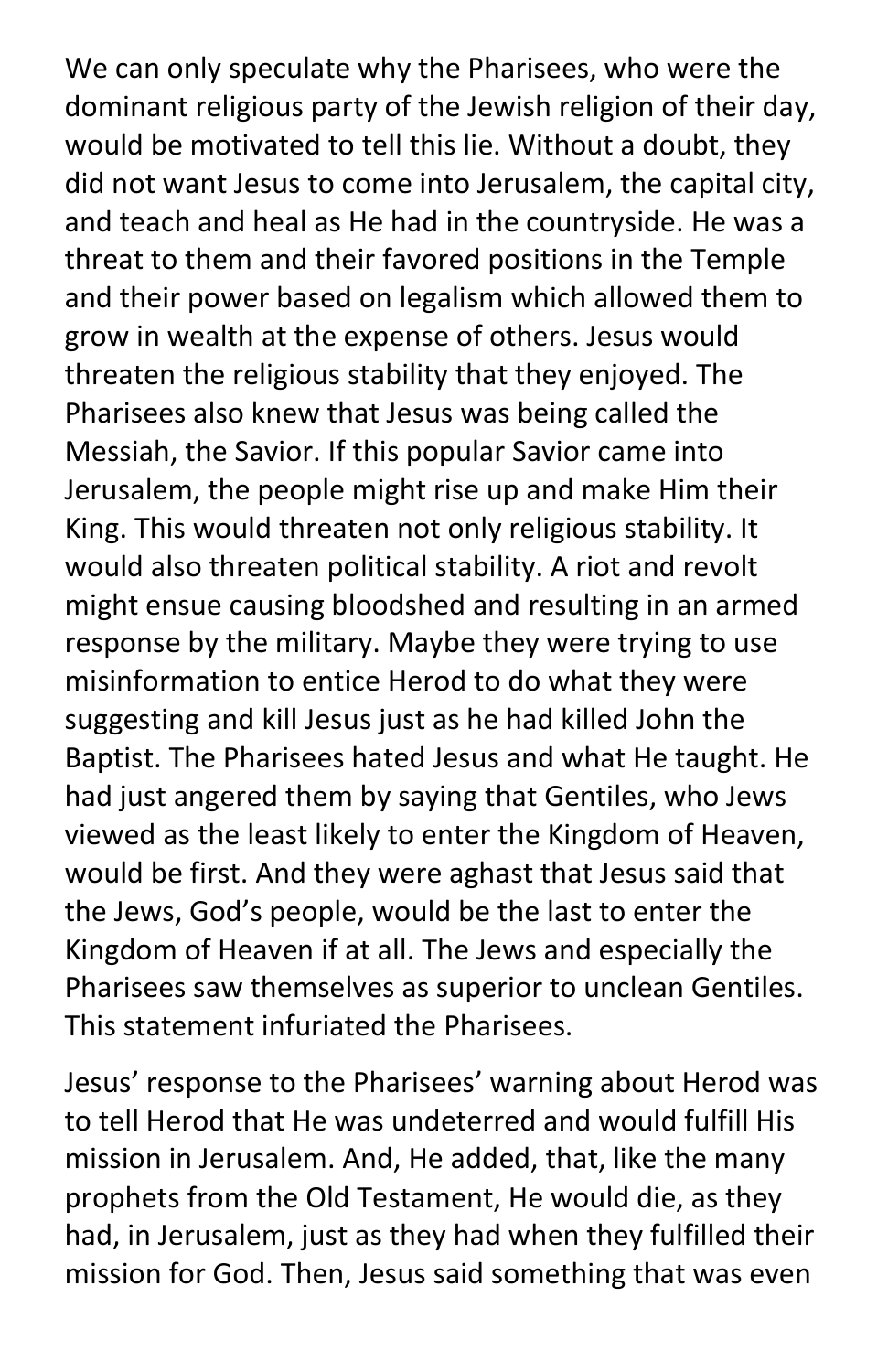We can only speculate why the Pharisees, who were the dominant religious party of the Jewish religion of their day, would be motivated to tell this lie. Without a doubt, they did not want Jesus to come into Jerusalem, the capital city, and teach and heal as He had in the countryside. He was a threat to them and their favored positions in the Temple and their power based on legalism which allowed them to grow in wealth at the expense of others. Jesus would threaten the religious stability that they enjoyed. The Pharisees also knew that Jesus was being called the Messiah, the Savior. If this popular Savior came into Jerusalem, the people might rise up and make Him their King. This would threaten not only religious stability. It would also threaten political stability. A riot and revolt might ensue causing bloodshed and resulting in an armed response by the military. Maybe they were trying to use misinformation to entice Herod to do what they were suggesting and kill Jesus just as he had killed John the Baptist. The Pharisees hated Jesus and what He taught. He had just angered them by saying that Gentiles, who Jews viewed as the least likely to enter the Kingdom of Heaven, would be first. And they were aghast that Jesus said that the Jews, God's people, would be the last to enter the Kingdom of Heaven if at all. The Jews and especially the Pharisees saw themselves as superior to unclean Gentiles. This statement infuriated the Pharisees.

Jesus' response to the Pharisees' warning about Herod was to tell Herod that He was undeterred and would fulfill His mission in Jerusalem. And, He added, that, like the many prophets from the Old Testament, He would die, as they had, in Jerusalem, just as they had when they fulfilled their mission for God. Then, Jesus said something that was even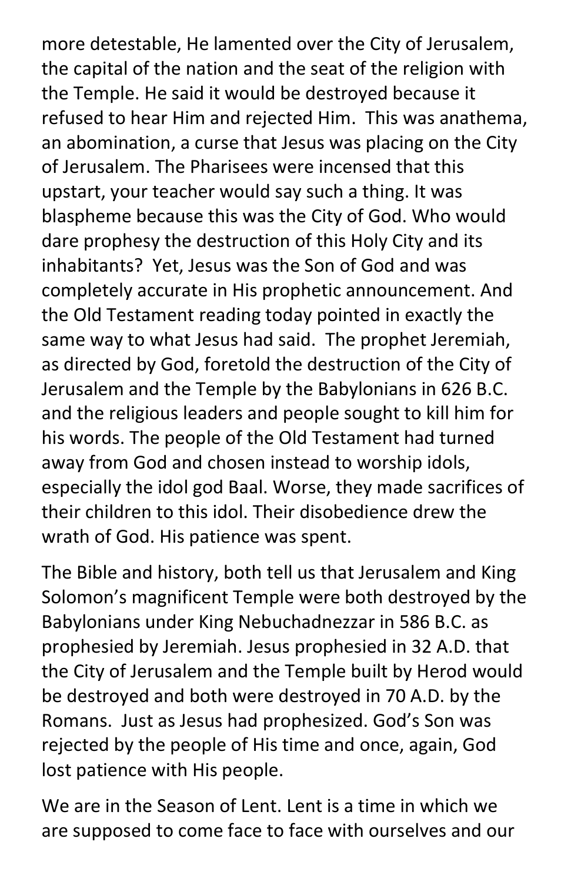more detestable, He lamented over the City of Jerusalem, the capital of the nation and the seat of the religion with the Temple. He said it would be destroyed because it refused to hear Him and rejected Him. This was anathema, an abomination, a curse that Jesus was placing on the City of Jerusalem. The Pharisees were incensed that this upstart, your teacher would say such a thing. It was blaspheme because this was the City of God. Who would dare prophesy the destruction of this Holy City and its inhabitants? Yet, Jesus was the Son of God and was completely accurate in His prophetic announcement. And the Old Testament reading today pointed in exactly the same way to what Jesus had said. The prophet Jeremiah, as directed by God, foretold the destruction of the City of Jerusalem and the Temple by the Babylonians in 626 B.C. and the religious leaders and people sought to kill him for his words. The people of the Old Testament had turned away from God and chosen instead to worship idols, especially the idol god Baal. Worse, they made sacrifices of their children to this idol. Their disobedience drew the wrath of God. His patience was spent.

The Bible and history, both tell us that Jerusalem and King Solomon's magnificent Temple were both destroyed by the Babylonians under King Nebuchadnezzar in 586 B.C. as prophesied by Jeremiah. Jesus prophesied in 32 A.D. that the City of Jerusalem and the Temple built by Herod would be destroyed and both were destroyed in 70 A.D. by the Romans. Just as Jesus had prophesized. God's Son was rejected by the people of His time and once, again, God lost patience with His people.

We are in the Season of Lent. Lent is a time in which we are supposed to come face to face with ourselves and our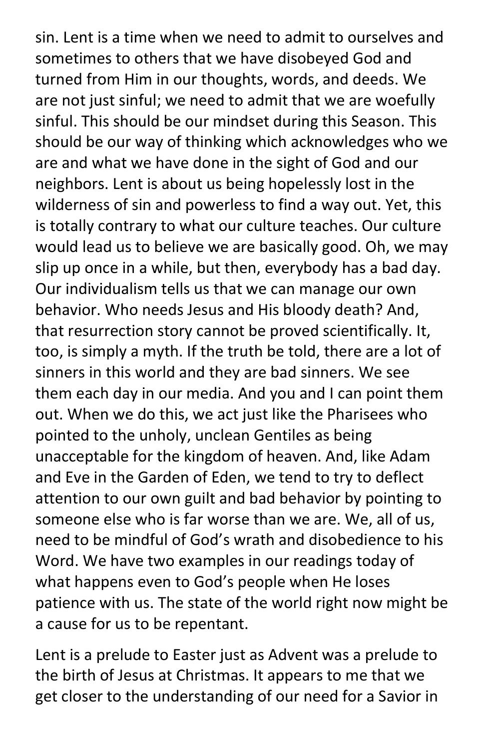sin. Lent is a time when we need to admit to ourselves and sometimes to others that we have disobeyed God and turned from Him in our thoughts, words, and deeds. We are not just sinful; we need to admit that we are woefully sinful. This should be our mindset during this Season. This should be our way of thinking which acknowledges who we are and what we have done in the sight of God and our neighbors. Lent is about us being hopelessly lost in the wilderness of sin and powerless to find a way out. Yet, this is totally contrary to what our culture teaches. Our culture would lead us to believe we are basically good. Oh, we may slip up once in a while, but then, everybody has a bad day. Our individualism tells us that we can manage our own behavior. Who needs Jesus and His bloody death? And, that resurrection story cannot be proved scientifically. It, too, is simply a myth. If the truth be told, there are a lot of sinners in this world and they are bad sinners. We see them each day in our media. And you and I can point them out. When we do this, we act just like the Pharisees who pointed to the unholy, unclean Gentiles as being unacceptable for the kingdom of heaven. And, like Adam and Eve in the Garden of Eden, we tend to try to deflect attention to our own guilt and bad behavior by pointing to someone else who is far worse than we are. We, all of us, need to be mindful of God's wrath and disobedience to his Word. We have two examples in our readings today of what happens even to God's people when He loses patience with us. The state of the world right now might be a cause for us to be repentant.

Lent is a prelude to Easter just as Advent was a prelude to the birth of Jesus at Christmas. It appears to me that we get closer to the understanding of our need for a Savior in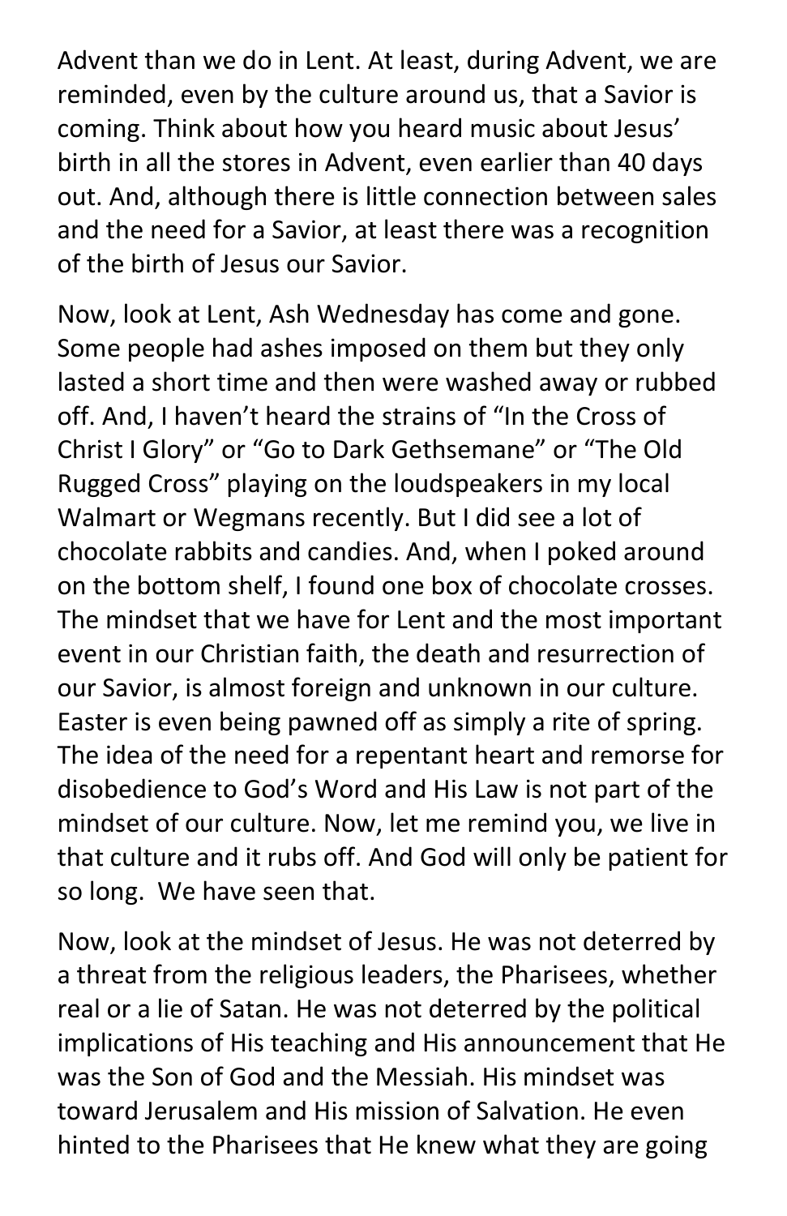Advent than we do in Lent. At least, during Advent, we are reminded, even by the culture around us, that a Savior is coming. Think about how you heard music about Jesus' birth in all the stores in Advent, even earlier than 40 days out. And, although there is little connection between sales and the need for a Savior, at least there was a recognition of the birth of Jesus our Savior.

Now, look at Lent, Ash Wednesday has come and gone. Some people had ashes imposed on them but they only lasted a short time and then were washed away or rubbed off. And, I haven't heard the strains of "In the Cross of Christ I Glory" or "Go to Dark Gethsemane" or "The Old Rugged Cross" playing on the loudspeakers in my local Walmart or Wegmans recently. But I did see a lot of chocolate rabbits and candies. And, when I poked around on the bottom shelf, I found one box of chocolate crosses. The mindset that we have for Lent and the most important event in our Christian faith, the death and resurrection of our Savior, is almost foreign and unknown in our culture. Easter is even being pawned off as simply a rite of spring. The idea of the need for a repentant heart and remorse for disobedience to God's Word and His Law is not part of the mindset of our culture. Now, let me remind you, we live in that culture and it rubs off. And God will only be patient for so long.  We have seen that.

Now, look at the mindset of Jesus. He was not deterred by a threat from the religious leaders, the Pharisees, whether real or a lie of Satan. He was not deterred by the political implications of His teaching and His announcement that He was the Son of God and the Messiah. His mindset was toward Jerusalem and His mission of Salvation. He even hinted to the Pharisees that He knew what they are going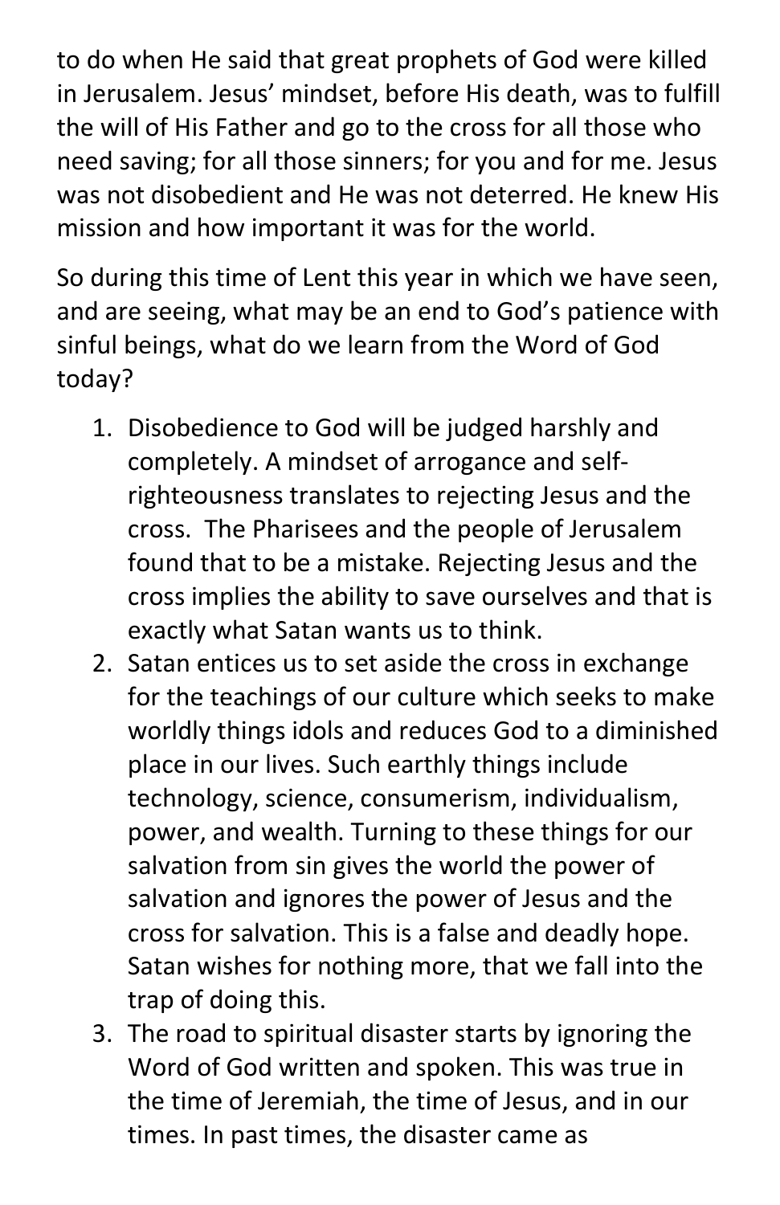to do when He said that great prophets of God were killed in Jerusalem. Jesus' mindset, before His death, was to fulfill the will of His Father and go to the cross for all those who need saving; for all those sinners; for you and for me. Jesus was not disobedient and He was not deterred. He knew His mission and how important it was for the world.

So during this time of Lent this year in which we have seen, and are seeing, what may be an end to God's patience with sinful beings, what do we learn from the Word of God today?

1. Disobedience to God will be judged harshly and completely. A mindset of arrogance and self-righteousness translates to rejecting Jesus and the cross. The Pharisees and the people of Jerusalem found that to be a mistake. Rejecting Jesus and the cross implies the ability to save ourselves and that is exactly what Satan wants us to think.
2. Satan entices us to set aside the cross in exchange for the teachings of our culture which seeks to make worldly things idols and reduces God to a diminished place in our lives. Such earthly things include technology, science, consumerism, individualism, power, and wealth. Turning to these things for our salvation from sin gives the world the power of salvation and ignores the power of Jesus and the cross for salvation. This is a false and deadly hope. Satan wishes for nothing more, that we fall into the trap of doing this.
3. The road to spiritual disaster starts by ignoring the Word of God written and spoken. This was true in the time of Jeremiah, the time of Jesus, and in our times. In past times, the disaster came as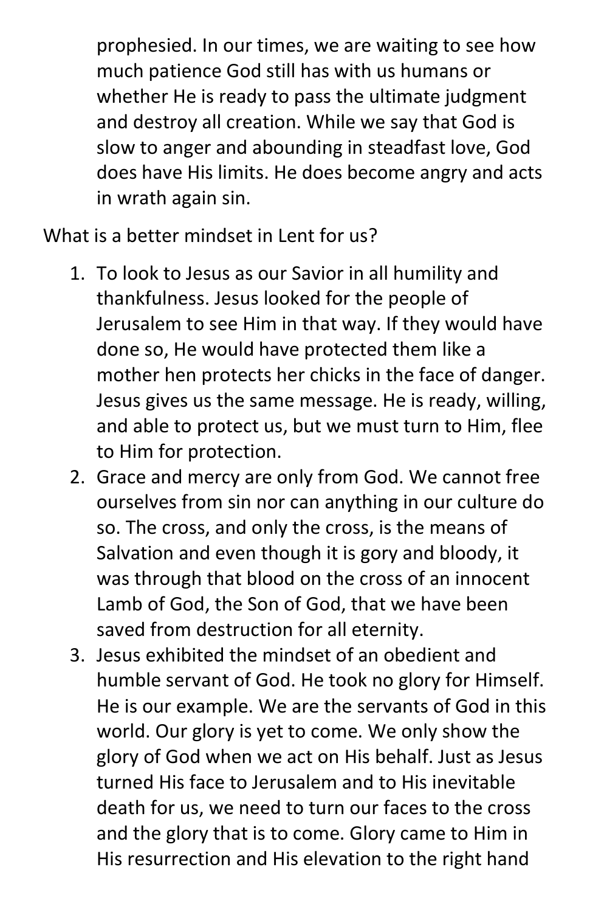prophesied. In our times, we are waiting to see how much patience God still has with us humans or whether He is ready to pass the ultimate judgment and destroy all creation. While we say that God is slow to anger and abounding in steadfast love, God does have His limits. He does become angry and acts in wrath again sin.

What is a better mindset in Lent for us?

1. To look to Jesus as our Savior in all humility and thankfulness. Jesus looked for the people of Jerusalem to see Him in that way. If they would have done so, He would have protected them like a mother hen protects her chicks in the face of danger. Jesus gives us the same message. He is ready, willing, and able to protect us, but we must turn to Him, flee to Him for protection.
2. Grace and mercy are only from God. We cannot free ourselves from sin nor can anything in our culture do so. The cross, and only the cross, is the means of Salvation and even though it is gory and bloody, it was through that blood on the cross of an innocent Lamb of God, the Son of God, that we have been saved from destruction for all eternity.
3. Jesus exhibited the mindset of an obedient and humble servant of God. He took no glory for Himself. He is our example. We are the servants of God in this world. Our glory is yet to come. We only show the glory of God when we act on His behalf. Just as Jesus turned His face to Jerusalem and to His inevitable death for us, we need to turn our faces to the cross and the glory that is to come. Glory came to Him in His resurrection and His elevation to the right hand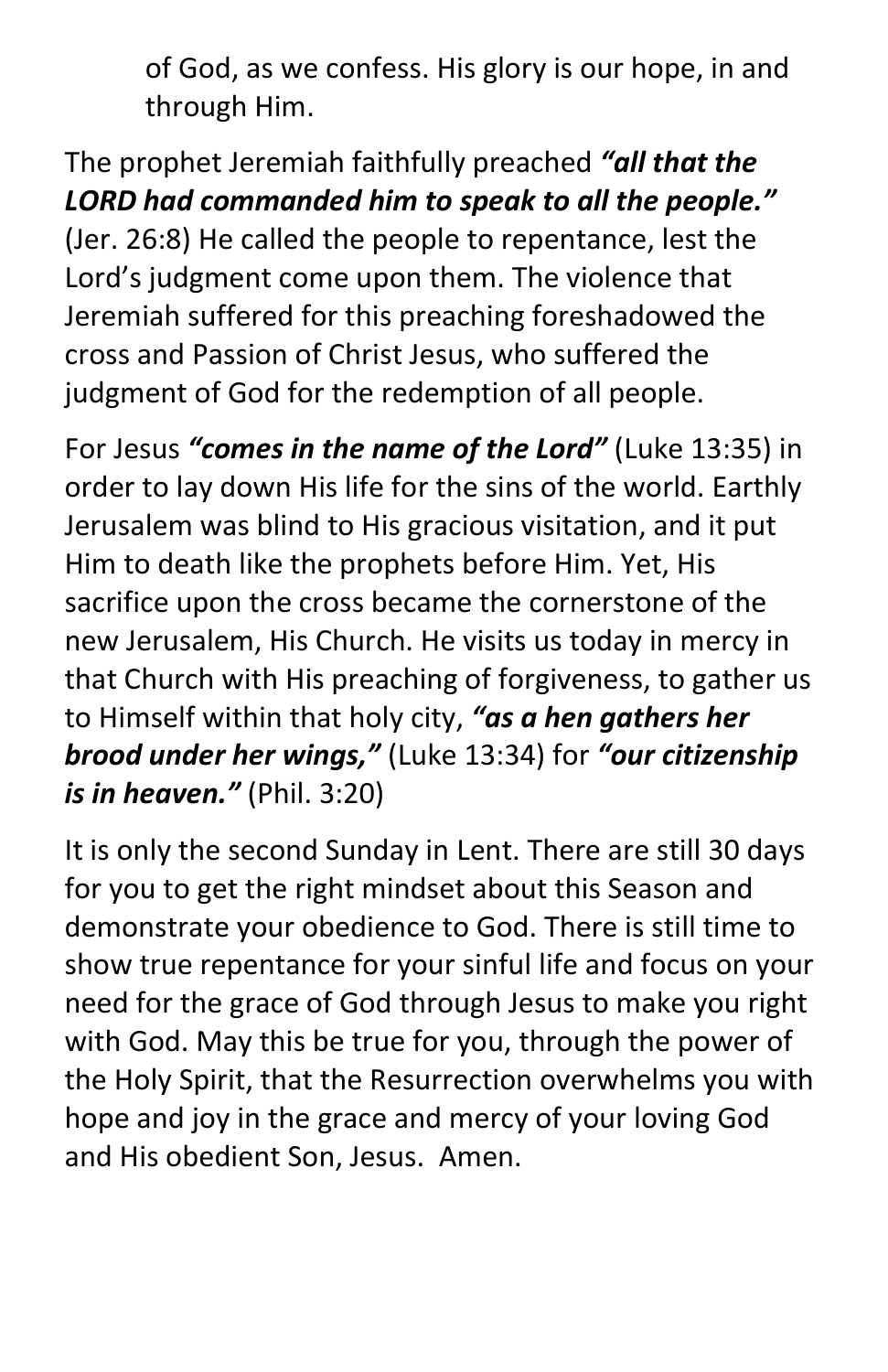of God, as we confess. His glory is our hope, in and through Him.

The prophet Jeremiah faithfully preached ***"all that the LORD had commanded him to speak to all the people."*** (Jer. 26:8) He called the people to repentance, lest the Lord's judgment come upon them. The violence that Jeremiah suffered for this preaching foreshadowed the cross and Passion of Christ Jesus, who suffered the judgment of God for the redemption of all people.

For Jesus ***"comes in the name of the Lord"*** (Luke 13:35) in order to lay down His life for the sins of the world. Earthly Jerusalem was blind to His gracious visitation, and it put Him to death like the prophets before Him. Yet, His sacrifice upon the cross became the cornerstone of the new Jerusalem, His Church. He visits us today in mercy in that Church with His preaching of forgiveness, to gather us to Himself within that holy city, ***"as a hen gathers her brood under her wings,"*** (Luke 13:34) for ***"our citizenship is in heaven."*** (Phil. 3:20)

It is only the second Sunday in Lent. There are still 30 days for you to get the right mindset about this Season and demonstrate your obedience to God. There is still time to show true repentance for your sinful life and focus on your need for the grace of God through Jesus to make you right with God. May this be true for you, through the power of the Holy Spirit, that the Resurrection overwhelms you with hope and joy in the grace and mercy of your loving God and His obedient Son, Jesus. Amen.